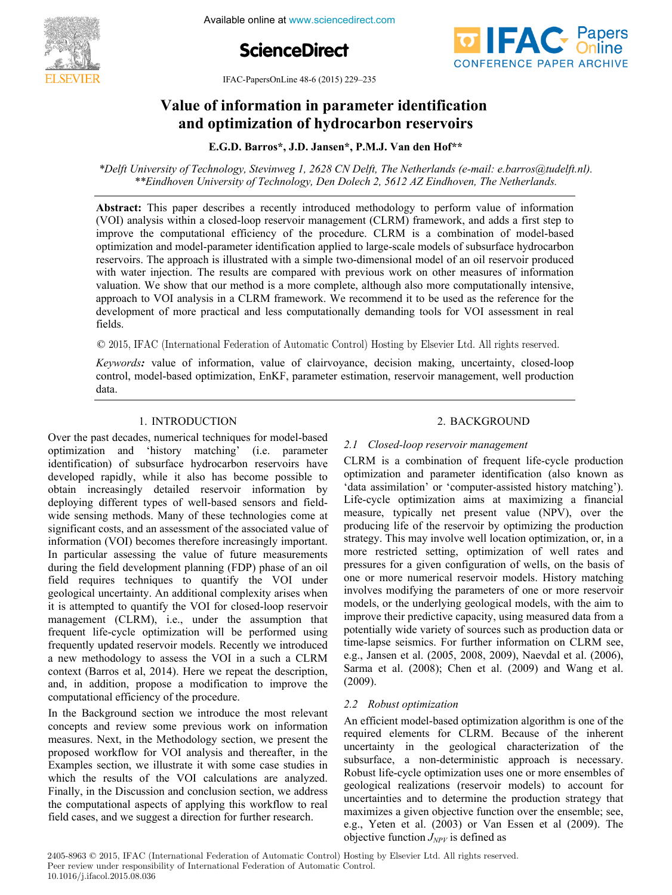# Value of information in parameter identification and optimization of hydrocarbon reservoirs

**E.G.D. Barros\*, J.D. Jansen\*, P.M.J. Van den Hof\*\***

*\*Delft University of Technology, Stevinweg 1, 2628 CN Delft, The Netherlands (e-mail: e.barros@tudelft.nl).*
*\*\*Eindhoven University of Technology, Den Dolech 2, 5612 AZ Eindhoven, The Netherlands.*

**Abstract:** This paper describes a recently introduced methodology to perform value of information (VOI) analysis within a closed-loop reservoir management (CLRM) framework, and adds a first step to improve the computational efficiency of the procedure. CLRM is a combination of model-based optimization and model-parameter identification applied to large-scale models of subsurface hydrocarbon reservoirs. The approach is illustrated with a simple two-dimensional model of an oil reservoir produced with water injection. The results are compared with previous work on other measures of information valuation. We show that our method is a more complete, although also more computationally intensive, approach to VOI analysis in a CLRM framework. We recommend it to be used as the reference for the development of more practical and less computationally demanding tools for VOI assessment in real fields.

© 2015, IFAC (International Federation of Automatic Control) Hosting by Elsevier Ltd. All rights reserved.

*Keywords:* value of information, value of clairvoyance, decision making, uncertainty, closed-loop control, model-based optimization, EnKF, parameter estimation, reservoir management, well production data.

## 1. INTRODUCTION

Over the past decades, numerical techniques for model-based optimization and 'history matching' (i.e. parameter identification) of subsurface hydrocarbon reservoirs have developed rapidly, while it also has become possible to obtain increasingly detailed reservoir information by deploying different types of well-based sensors and field-wide sensing methods. Many of these technologies come at significant costs, and an assessment of the associated value of information (VOI) becomes therefore increasingly important. In particular assessing the value of future measurements during the field development planning (FDP) phase of an oil field requires techniques to quantify the VOI under geological uncertainty. An additional complexity arises when it is attempted to quantify the VOI for closed-loop reservoir management (CLRM), i.e., under the assumption that frequent life-cycle optimization will be performed using frequently updated reservoir models. Recently we introduced a new methodology to assess the VOI in a such a CLRM context (Barros et al, 2014). Here we repeat the description, and, in addition, propose a modification to improve the computational efficiency of the procedure.

In the Background section we introduce the most relevant concepts and review some previous work on information measures. Next, in the Methodology section, we present the proposed workflow for VOI analysis and thereafter, in the Examples section, we illustrate it with some case studies in which the results of the VOI calculations are analyzed. Finally, in the Discussion and conclusion section, we address the computational aspects of applying this workflow to real field cases, and we suggest a direction for further research.

## 2. BACKGROUND

### 2.1 Closed-loop reservoir management

CLRM is a combination of frequent life-cycle production optimization and parameter identification (also known as 'data assimilation' or 'computer-assisted history matching'). Life-cycle optimization aims at maximizing a financial measure, typically net present value (NPV), over the producing life of the reservoir by optimizing the production strategy. This may involve well location optimization, or, in a more restricted setting, optimization of well rates and pressures for a given configuration of wells, on the basis of one or more numerical reservoir models. History matching involves modifying the parameters of one or more reservoir models, or the underlying geological models, with the aim to improve their predictive capacity, using measured data from a potentially wide variety of sources such as production data or time-lapse seismics. For further information on CLRM see, e.g., Jansen et al. (2005, 2008, 2009), Naevdal et al. (2006), Sarma et al. (2008); Chen et al. (2009) and Wang et al. (2009).

### 2.2 Robust optimization

An efficient model-based optimization algorithm is one of the required elements for CLRM. Because of the inherent uncertainty in the geological characterization of the subsurface, a non-deterministic approach is necessary. Robust life-cycle optimization uses one or more ensembles of geological realizations (reservoir models) to account for uncertainties and to determine the production strategy that maximizes a given objective function over the ensemble; see, e.g., Yeten et al. (2003) or Van Essen et al (2009). The objective function $J_{NPV}$ is defined as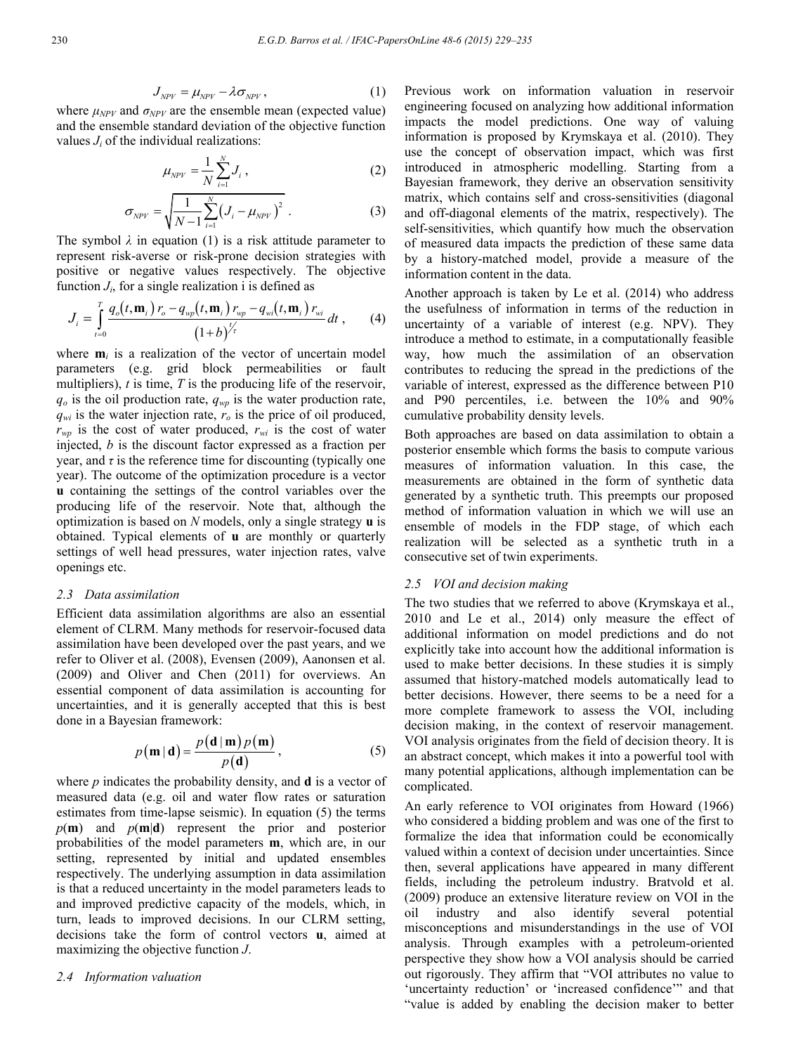$$J_{NPV} = \mu_{NPV} - \lambda \sigma_{NPV}, \tag{1}$$

where $\mu_{NPV}$ and $\sigma_{NPV}$ are the ensemble mean (expected value) and the ensemble standard deviation of the objective function values $J_i$ of the individual realizations:

$$\mu_{NPV} = \frac{1}{N}\sum_{i=1}^{N} J_i, \tag{2}$$

$$\sigma_{NPV} = \sqrt{\frac{1}{N-1}\sum_{i=1}^{N}\left(J_i - \mu_{NPV}\right)^2}. \tag{3}$$

The symbol $\lambda$ in equation (1) is a risk attitude parameter to represent risk-averse or risk-prone decision strategies with positive or negative values respectively. The objective function $J_i$, for a single realization i is defined as

$$J_i = \int_{t=0}^{T} \frac{q_o(t,\mathbf{m}_i)\, r_o - q_{wp}(t,\mathbf{m}_i)\, r_{wp} - q_{wi}(t,\mathbf{m}_i)\, r_{wi}}{\left(1+b\right)^{t/\tau}}\, dt, \tag{4}$$

where $\mathbf{m}_i$ is a realization of the vector of uncertain model parameters (e.g. grid block permeabilities or fault multipliers), $t$ is time, $T$ is the producing life of the reservoir, $q_o$ is the oil production rate, $q_{wp}$ is the water production rate, $q_{wi}$ is the water injection rate, $r_o$ is the price of oil produced, $r_{wp}$ is the cost of water produced, $r_{wi}$ is the cost of water injected, $b$ is the discount factor expressed as a fraction per year, and $\tau$ is the reference time for discounting (typically one year). The outcome of the optimization procedure is a vector $\mathbf{u}$ containing the settings of the control variables over the producing life of the reservoir. Note that, although the optimization is based on $N$ models, only a single strategy $\mathbf{u}$ is obtained. Typical elements of $\mathbf{u}$ are monthly or quarterly settings of well head pressures, water injection rates, valve openings etc.

### 2.3 Data assimilation

Efficient data assimilation algorithms are also an essential element of CLRM. Many methods for reservoir-focused data assimilation have been developed over the past years, and we refer to Oliver et al. (2008), Evensen (2009), Aanonsen et al. (2009) and Oliver and Chen (2011) for overviews. An essential component of data assimilation is accounting for uncertainties, and it is generally accepted that this is best done in a Bayesian framework:

$$p(\mathbf{m}\,|\,\mathbf{d}) = \frac{p(\mathbf{d}\,|\,\mathbf{m})\, p(\mathbf{m})}{p(\mathbf{d})}, \tag{5}$$

where $p$ indicates the probability density, and $\mathbf{d}$ is a vector of measured data (e.g. oil and water flow rates or saturation estimates from time-lapse seismic). In equation (5) the terms $p(\mathbf{m})$ and $p(\mathbf{m}|\mathbf{d})$ represent the prior and posterior probabilities of the model parameters $\mathbf{m}$, which are, in our setting, represented by initial and updated ensembles respectively. The underlying assumption in data assimilation is that a reduced uncertainty in the model parameters leads to and improved predictive capacity of the models, which, in turn, leads to improved decisions. In our CLRM setting, decisions take the form of control vectors $\mathbf{u}$, aimed at maximizing the objective function $J$.

### 2.4 Information valuation

Previous work on information valuation in reservoir engineering focused on analyzing how additional information impacts the model predictions. One way of valuing information is proposed by Krymskaya et al. (2010). They use the concept of observation impact, which was first introduced in atmospheric modelling. Starting from a Bayesian framework, they derive an observation sensitivity matrix, which contains self and cross-sensitivities (diagonal and off-diagonal elements of the matrix, respectively). The self-sensitivities, which quantify how much the observation of measured data impacts the prediction of these same data by a history-matched model, provide a measure of the information content in the data.

Another approach is taken by Le et al. (2014) who address the usefulness of information in terms of the reduction in uncertainty of a variable of interest (e.g. NPV). They introduce a method to estimate, in a computationally feasible way, how much the assimilation of an observation contributes to reducing the spread in the predictions of the variable of interest, expressed as the difference between P10 and P90 percentiles, i.e. between the 10% and 90% cumulative probability density levels.

Both approaches are based on data assimilation to obtain a posterior ensemble which forms the basis to compute various measures of information valuation. In this case, the measurements are obtained in the form of synthetic data generated by a synthetic truth. This preempts our proposed method of information valuation in which we will use an ensemble of models in the FDP stage, of which each realization will be selected as a synthetic truth in a consecutive set of twin experiments.

### 2.5 VOI and decision making

The two studies that we referred to above (Krymskaya et al., 2010 and Le et al., 2014) only measure the effect of additional information on model predictions and do not explicitly take into account how the additional information is used to make better decisions. In these studies it is simply assumed that history-matched models automatically lead to better decisions. However, there seems to be a need for a more complete framework to assess the VOI, including decision making, in the context of reservoir management. VOI analysis originates from the field of decision theory. It is an abstract concept, which makes it into a powerful tool with many potential applications, although implementation can be complicated.

An early reference to VOI originates from Howard (1966) who considered a bidding problem and was one of the first to formalize the idea that information could be economically valued within a context of decision under uncertainties. Since then, several applications have appeared in many different fields, including the petroleum industry. Bratvold et al. (2009) produce an extensive literature review on VOI in the oil industry and also identify several potential misconceptions and misunderstandings in the use of VOI analysis. Through examples with a petroleum-oriented perspective they show how a VOI analysis should be carried out rigorously. They affirm that "VOI attributes no value to 'uncertainty reduction' or 'increased confidence'" and that "value is added by enabling the decision maker to better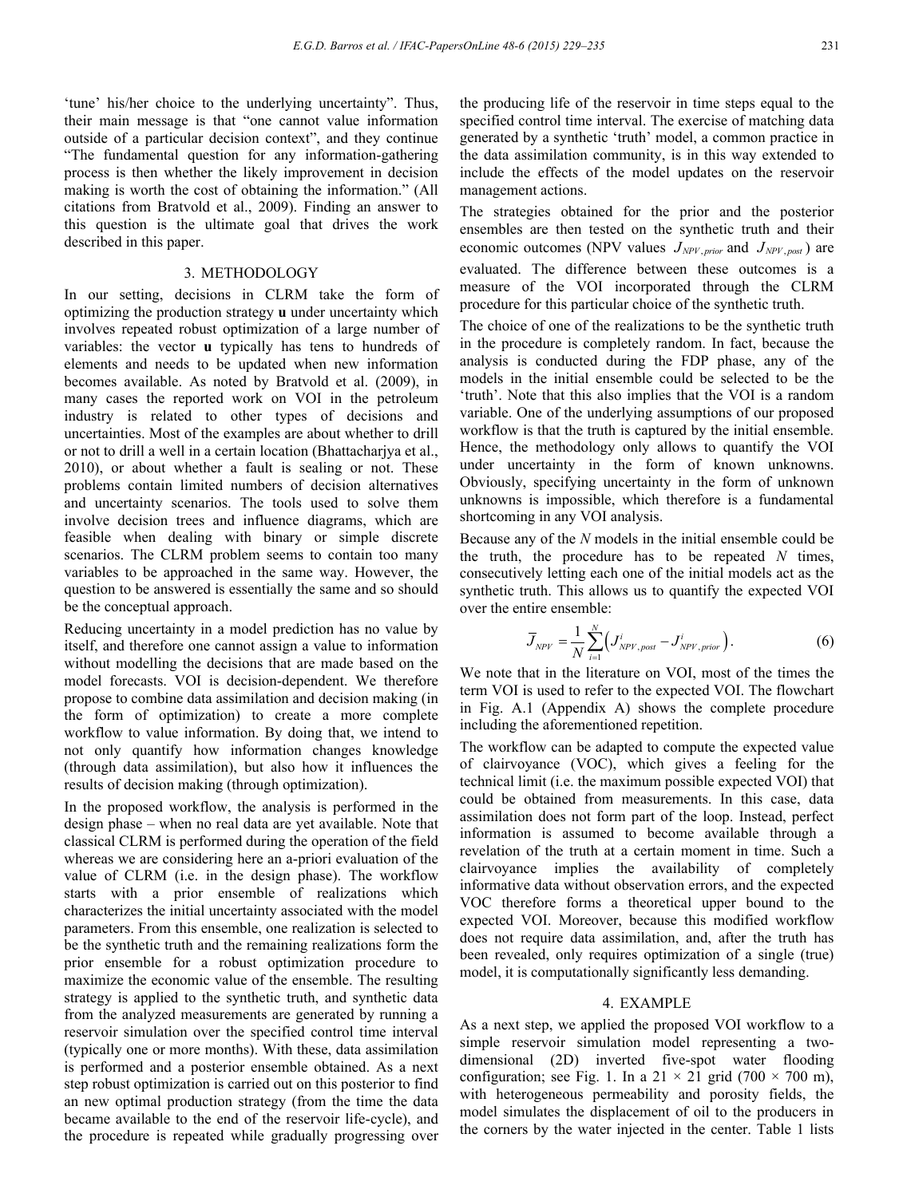'tune' his/her choice to the underlying uncertainty". Thus, their main message is that "one cannot value information outside of a particular decision context", and they continue "The fundamental question for any information-gathering process is then whether the likely improvement in decision making is worth the cost of obtaining the information." (All citations from Bratvold et al., 2009). Finding an answer to this question is the ultimate goal that drives the work described in this paper.

## 3. METHODOLOGY

In our setting, decisions in CLRM take the form of optimizing the production strategy **u** under uncertainty which involves repeated robust optimization of a large number of variables: the vector **u** typically has tens to hundreds of elements and needs to be updated when new information becomes available. As noted by Bratvold et al. (2009), in many cases the reported work on VOI in the petroleum industry is related to other types of decisions and uncertainties. Most of the examples are about whether to drill or not to drill a well in a certain location (Bhattacharjya et al., 2010), or about whether a fault is sealing or not. These problems contain limited numbers of decision alternatives and uncertainty scenarios. The tools used to solve them involve decision trees and influence diagrams, which are feasible when dealing with binary or simple discrete scenarios. The CLRM problem seems to contain too many variables to be approached in the same way. However, the question to be answered is essentially the same and so should be the conceptual approach.

Reducing uncertainty in a model prediction has no value by itself, and therefore one cannot assign a value to information without modelling the decisions that are made based on the model forecasts. VOI is decision-dependent. We therefore propose to combine data assimilation and decision making (in the form of optimization) to create a more complete workflow to value information. By doing that, we intend to not only quantify how information changes knowledge (through data assimilation), but also how it influences the results of decision making (through optimization).

In the proposed workflow, the analysis is performed in the design phase – when no real data are yet available. Note that classical CLRM is performed during the operation of the field whereas we are considering here an a-priori evaluation of the value of CLRM (i.e. in the design phase). The workflow starts with a prior ensemble of realizations which characterizes the initial uncertainty associated with the model parameters. From this ensemble, one realization is selected to be the synthetic truth and the remaining realizations form the prior ensemble for a robust optimization procedure to maximize the economic value of the ensemble. The resulting strategy is applied to the synthetic truth, and synthetic data from the analyzed measurements are generated by running a reservoir simulation over the specified control time interval (typically one or more months). With these, data assimilation is performed and a posterior ensemble obtained. As a next step robust optimization is carried out on this posterior to find an new optimal production strategy (from the time the data became available to the end of the reservoir life-cycle), and the procedure is repeated while gradually progressing over the producing life of the reservoir in time steps equal to the specified control time interval. The exercise of matching data generated by a synthetic 'truth' model, a common practice in the data assimilation community, is in this way extended to include the effects of the model updates on the reservoir management actions.

The strategies obtained for the prior and the posterior ensembles are then tested on the synthetic truth and their economic outcomes (NPV values $J_{NPV,prior}$ and $J_{NPV,post}$) are evaluated. The difference between these outcomes is a measure of the VOI incorporated through the CLRM procedure for this particular choice of the synthetic truth.

The choice of one of the realizations to be the synthetic truth in the procedure is completely random. In fact, because the analysis is conducted during the FDP phase, any of the models in the initial ensemble could be selected to be the 'truth'. Note that this also implies that the VOI is a random variable. One of the underlying assumptions of our proposed workflow is that the truth is captured by the initial ensemble. Hence, the methodology only allows to quantify the VOI under uncertainty in the form of known unknowns. Obviously, specifying uncertainty in the form of unknown unknowns is impossible, which therefore is a fundamental shortcoming in any VOI analysis.

Because any of the $N$ models in the initial ensemble could be the truth, the procedure has to be repeated $N$ times, consecutively letting each one of the initial models act as the synthetic truth. This allows us to quantify the expected VOI over the entire ensemble:

$$\overline{J}_{NPV} = \frac{1}{N}\sum_{i=1}^{N}\left(J_{NPV,post}^{i} - J_{NPV,prior}^{i}\right). \tag{6}$$

We note that in the literature on VOI, most of the times the term VOI is used to refer to the expected VOI. The flowchart in Fig. A.1 (Appendix A) shows the complete procedure including the aforementioned repetition.

The workflow can be adapted to compute the expected value of clairvoyance (VOC), which gives a feeling for the technical limit (i.e. the maximum possible expected VOI) that could be obtained from measurements. In this case, data assimilation does not form part of the loop. Instead, perfect information is assumed to become available through a revelation of the truth at a certain moment in time. Such a clairvoyance implies the availability of completely informative data without observation errors, and the expected VOC therefore forms a theoretical upper bound to the expected VOI. Moreover, because this modified workflow does not require data assimilation, and, after the truth has been revealed, only requires optimization of a single (true) model, it is computationally significantly less demanding.

## 4. EXAMPLE

As a next step, we applied the proposed VOI workflow to a simple reservoir simulation model representing a two-dimensional (2D) inverted five-spot water flooding configuration; see Fig. 1. In a 21 × 21 grid (700 × 700 m), with heterogeneous permeability and porosity fields, the model simulates the displacement of oil to the producers in the corners by the water injected in the center. Table 1 lists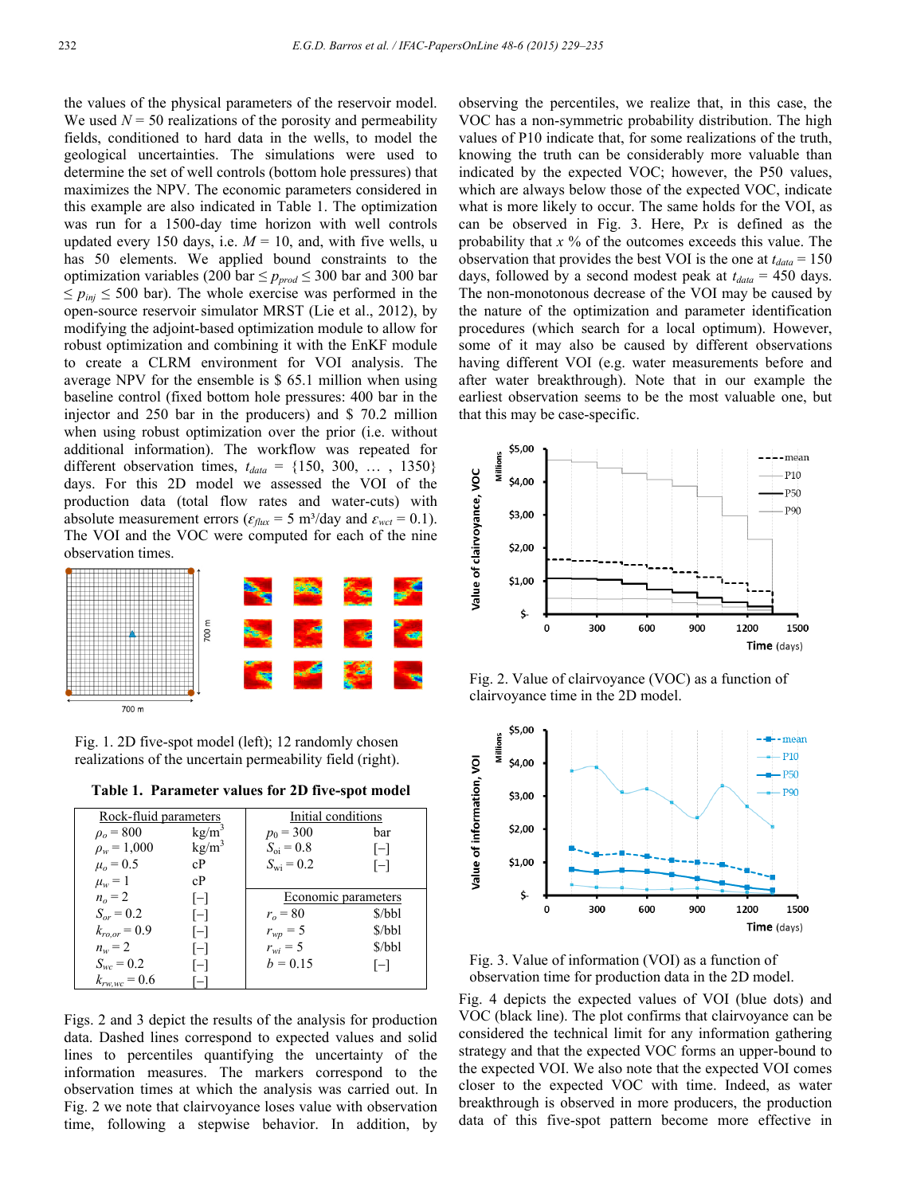the values of the physical parameters of the reservoir model. We used $N = 50$ realizations of the porosity and permeability fields, conditioned to hard data in the wells, to model the geological uncertainties. The simulations were used to determine the set of well controls (bottom hole pressures) that maximizes the NPV. The economic parameters considered in this example are also indicated in Table 1. The optimization was run for a 1500-day time horizon with well controls updated every 150 days, i.e. $M = 10$, and, with five wells, u has 50 elements. We applied bound constraints to the optimization variables (200 bar $\leq p_{prod} \leq$ 300 bar and 300 bar $\leq p_{inj} \leq$ 500 bar). The whole exercise was performed in the open-source reservoir simulator MRST (Lie et al., 2012), by modifying the adjoint-based optimization module to allow for robust optimization and combining it with the EnKF module to create a CLRM environment for VOI analysis. The average NPV for the ensemble is \$ 65.1 million when using baseline control (fixed bottom hole pressures: 400 bar in the injector and 250 bar in the producers) and \$ 70.2 million when using robust optimization over the prior (i.e. without additional information). The workflow was repeated for different observation times, $t_{data}$ = {150, 300, … , 1350} days. For this 2D model we assessed the VOI of the production data (total flow rates and water-cuts) with absolute measurement errors ($\varepsilon_{flux}$ = 5 m³/day and $\varepsilon_{wct}$ = 0.1). The VOI and the VOC were computed for each of the nine observation times.

Fig. 1. 2D five-spot model (left); 12 randomly chosen realizations of the uncertain permeability field (right).

**Table 1. Parameter values for 2D five-spot model**

| Rock-fluid parameters | | Initial conditions | |
|---|---|---|---|
| $\rho_o = 800$ | kg/m³ | $p_0 = 300$ | bar |
| $\rho_w = 1{,}000$ | kg/m³ | $S_{oi} = 0.8$ | [−] |
| $\mu_o = 0.5$ | cP | $S_{wi} = 0.2$ | [−] |
| $\mu_w = 1$ | cP | **Economic parameters** | |
| $n_o = 2$ | [−] | | |
| $S_{or} = 0.2$ | [−] | $r_o = 80$ | \$/bbl |
| $k_{ro,or} = 0.9$ | [−] | $r_{wp} = 5$ | \$/bbl |
| $n_w = 2$ | [−] | $r_{wi} = 5$ | \$/bbl |
| $S_{wc} = 0.2$ | [−] | $b = 0.15$ | [−] |
| $k_{rw,wc} = 0.6$ | [−] | | |

Figs. 2 and 3 depict the results of the analysis for production data. Dashed lines correspond to expected values and solid lines to percentiles quantifying the uncertainty of the information measures. The markers correspond to the observation times at which the analysis was carried out. In Fig. 2 we note that clairvoyance loses value with observation time, following a stepwise behavior. In addition, by observing the percentiles, we realize that, in this case, the VOC has a non-symmetric probability distribution. The high values of P10 indicate that, for some realizations of the truth, knowing the truth can be considerably more valuable than indicated by the expected VOC; however, the P50 values, which are always below those of the expected VOC, indicate what is more likely to occur. The same holds for the VOI, as can be observed in Fig. 3. Here, P*x* is defined as the probability that *x* % of the outcomes exceeds this value. The observation that provides the best VOI is the one at $t_{data}$ = 150 days, followed by a second modest peak at $t_{data}$ = 450 days. The non-monotonous decrease of the VOI may be caused by the nature of the optimization and parameter identification procedures (which search for a local optimum). However, some of it may also be caused by different observations having different VOI (e.g. water measurements before and after water breakthrough). Note that in our example the earliest observation seems to be the most valuable one, but that this may be case-specific.

Fig. 2. Value of clairvoyance (VOC) as a function of clairvoyance time in the 2D model.

Fig. 3. Value of information (VOI) as a function of observation time for production data in the 2D model.

Fig. 4 depicts the expected values of VOI (blue dots) and VOC (black line). The plot confirms that clairvoyance can be considered the technical limit for any information gathering strategy and that the expected VOC forms an upper-bound to the expected VOI. We also note that the expected VOI comes closer to the expected VOC with time. Indeed, as water breakthrough is observed in more producers, the production data of this five-spot pattern become more effective in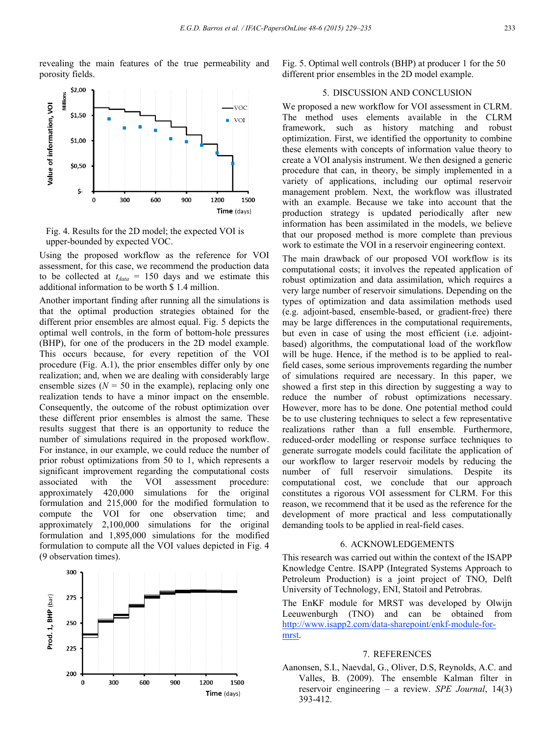revealing the main features of the true permeability and porosity fields.

Fig. 4. Results for the 2D model; the expected VOI is upper-bounded by expected VOC.

Using the proposed workflow as the reference for VOI assessment, for this case, we recommend the production data to be collected at $t_{data}$ = 150 days and we estimate this additional information to be worth \$ 1.4 million.

Another important finding after running all the simulations is that the optimal production strategies obtained for the different prior ensembles are almost equal. Fig. 5 depicts the optimal well controls, in the form of bottom-hole pressures (BHP), for one of the producers in the 2D model example. This occurs because, for every repetition of the VOI procedure (Fig. A.1), the prior ensembles differ only by one realization; and, when we are dealing with considerably large ensemble sizes ($N$ = 50 in the example), replacing only one realization tends to have a minor impact on the ensemble. Consequently, the outcome of the robust optimization over these different prior ensembles is almost the same. These results suggest that there is an opportunity to reduce the number of simulations required in the proposed workflow. For instance, in our example, we could reduce the number of prior robust optimizations from 50 to 1, which represents a significant improvement regarding the computational costs associated with the VOI assessment procedure: approximately 420,000 simulations for the original formulation and 215,000 for the modified formulation to compute the VOI for one observation time; and approximately 2,100,000 simulations for the original formulation and 1,895,000 simulations for the modified formulation to compute all the VOI values depicted in Fig. 4 (9 observation times).

Fig. 5. Optimal well controls (BHP) at producer 1 for the 50 different prior ensembles in the 2D model example.

## 5. DISCUSSION AND CONCLUSION

We proposed a new workflow for VOI assessment in CLRM. The method uses elements available in the CLRM framework, such as history matching and robust optimization. First, we identified the opportunity to combine these elements with concepts of information value theory to create a VOI analysis instrument. We then designed a generic procedure that can, in theory, be simply implemented in a variety of applications, including our optimal reservoir management problem. Next, the workflow was illustrated with an example. Because we take into account that the production strategy is updated periodically after new information has been assimilated in the models, we believe that our proposed method is more complete than previous work to estimate the VOI in a reservoir engineering context.

The main drawback of our proposed VOI workflow is its computational costs; it involves the repeated application of robust optimization and data assimilation, which requires a very large number of reservoir simulations. Depending on the types of optimization and data assimilation methods used (e.g. adjoint-based, ensemble-based, or gradient-free) there may be large differences in the computational requirements, but even in case of using the most efficient (i.e. adjoint-based) algorithms, the computational load of the workflow will be huge. Hence, if the method is to be applied to real-field cases, some serious improvements regarding the number of simulations required are necessary. In this paper, we showed a first step in this direction by suggesting a way to reduce the number of robust optimizations necessary. However, more has to be done. One potential method could be to use clustering techniques to select a few representative realizations rather than a full ensemble. Furthermore, reduced-order modelling or response surface techniques to generate surrogate models could facilitate the application of our workflow to larger reservoir models by reducing the number of full reservoir simulations. Despite its computational cost, we conclude that our approach constitutes a rigorous VOI assessment for CLRM. For this reason, we recommend that it be used as the reference for the development of more practical and less computationally demanding tools to be applied in real-field cases.

## 6. ACKNOWLEDGEMENTS

This research was carried out within the context of the ISAPP Knowledge Centre. ISAPP (Integrated Systems Approach to Petroleum Production) is a joint project of TNO, Delft University of Technology, ENI, Statoil and Petrobras.

The EnKF module for MRST was developed by Olwijn Leeuwenburgh (TNO) and can be obtained from http://www.isapp2.com/data-sharepoint/enkf-module-for-mrst.

## 7. REFERENCES

Aanonsen, S.I., Naevdal, G., Oliver, D.S, Reynolds, A.C. and Valles, B. (2009). The ensemble Kalman filter in reservoir engineering – a review. *SPE Journal*, 14(3) 393-412.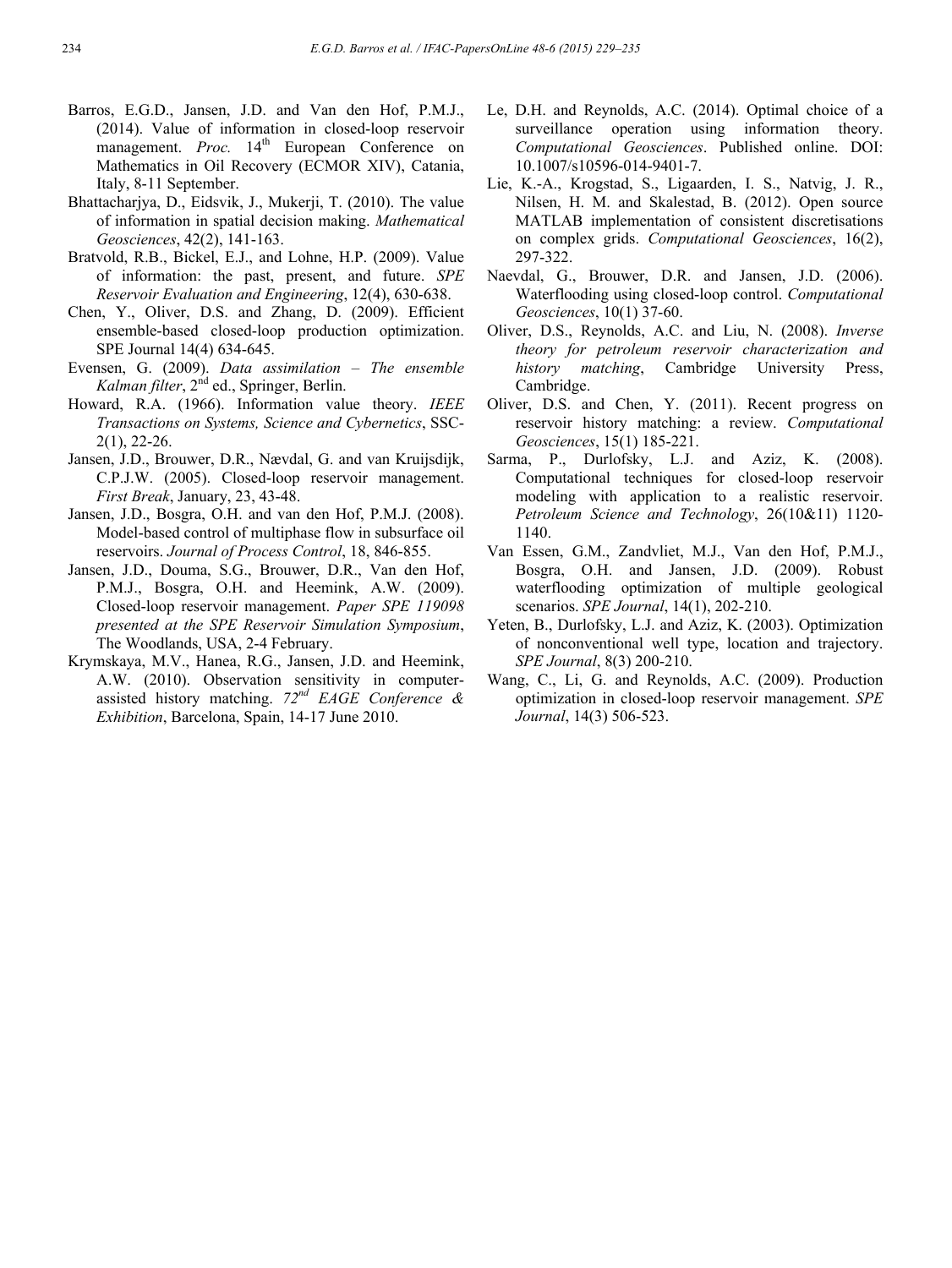Barros, E.G.D., Jansen, J.D. and Van den Hof, P.M.J., (2014). Value of information in closed-loop reservoir management. *Proc.* 14th European Conference on Mathematics in Oil Recovery (ECMOR XIV), Catania, Italy, 8-11 September.

Bhattacharjya, D., Eidsvik, J., Mukerji, T. (2010). The value of information in spatial decision making. *Mathematical Geosciences*, 42(2), 141-163.

Bratvold, R.B., Bickel, E.J., and Lohne, H.P. (2009). Value of information: the past, present, and future. *SPE Reservoir Evaluation and Engineering*, 12(4), 630-638.

Chen, Y., Oliver, D.S. and Zhang, D. (2009). Efficient ensemble-based closed-loop production optimization. SPE Journal 14(4) 634-645.

Evensen, G. (2009). *Data assimilation – The ensemble Kalman filter*, 2nd ed., Springer, Berlin.

Howard, R.A. (1966). Information value theory. *IEEE Transactions on Systems, Science and Cybernetics*, SSC-2(1), 22-26.

Jansen, J.D., Brouwer, D.R., Nævdal, G. and van Kruijsdijk, C.P.J.W. (2005). Closed-loop reservoir management. *First Break*, January, 23, 43-48.

Jansen, J.D., Bosgra, O.H. and van den Hof, P.M.J. (2008). Model-based control of multiphase flow in subsurface oil reservoirs. *Journal of Process Control*, 18, 846-855.

Jansen, J.D., Douma, S.G., Brouwer, D.R., Van den Hof, P.M.J., Bosgra, O.H. and Heemink, A.W. (2009). Closed-loop reservoir management. *Paper SPE 119098 presented at the SPE Reservoir Simulation Symposium*, The Woodlands, USA, 2-4 February.

Krymskaya, M.V., Hanea, R.G., Jansen, J.D. and Heemink, A.W. (2010). Observation sensitivity in computer-assisted history matching. *72nd EAGE Conference & Exhibition*, Barcelona, Spain, 14-17 June 2010.

Le, D.H. and Reynolds, A.C. (2014). Optimal choice of a surveillance operation using information theory. *Computational Geosciences*. Published online. DOI: 10.1007/s10596-014-9401-7.

Lie, K.-A., Krogstad, S., Ligaarden, I. S., Natvig, J. R., Nilsen, H. M. and Skalestad, B. (2012). Open source MATLAB implementation of consistent discretisations on complex grids. *Computational Geosciences*, 16(2), 297-322.

Naevdal, G., Brouwer, D.R. and Jansen, J.D. (2006). Waterflooding using closed-loop control. *Computational Geosciences*, 10(1) 37-60.

Oliver, D.S., Reynolds, A.C. and Liu, N. (2008). *Inverse theory for petroleum reservoir characterization and history matching*, Cambridge University Press, Cambridge.

Oliver, D.S. and Chen, Y. (2011). Recent progress on reservoir history matching: a review. *Computational Geosciences*, 15(1) 185-221.

Sarma, P., Durlofsky, L.J. and Aziz, K. (2008). Computational techniques for closed-loop reservoir modeling with application to a realistic reservoir. *Petroleum Science and Technology*, 26(10&11) 1120-1140.

Van Essen, G.M., Zandvliet, M.J., Van den Hof, P.M.J., Bosgra, O.H. and Jansen, J.D. (2009). Robust waterflooding optimization of multiple geological scenarios. *SPE Journal*, 14(1), 202-210.

Yeten, B., Durlofsky, L.J. and Aziz, K. (2003). Optimization of nonconventional well type, location and trajectory. *SPE Journal*, 8(3) 200-210.

Wang, C., Li, G. and Reynolds, A.C. (2009). Production optimization in closed-loop reservoir management. *SPE Journal*, 14(3) 506-523.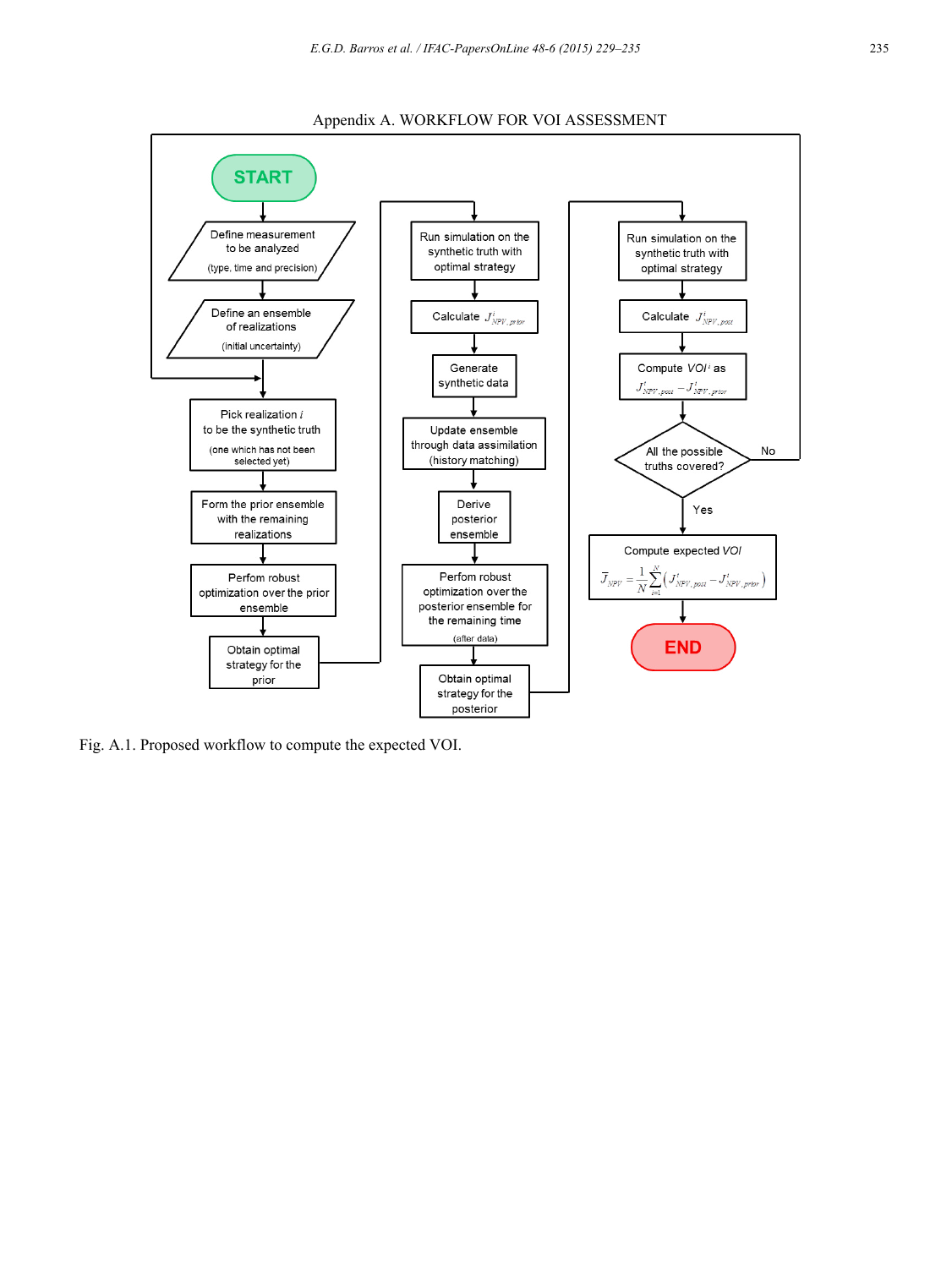## Appendix A. WORKFLOW FOR VOI ASSESSMENT

START

Define measurement to be analyzed (type, time and precision)

Define an ensemble of realizations (initial uncertainty)

Pick realization $i$ to be the synthetic truth (one which has not been selected yet)

Form the prior ensemble with the remaining realizations

Perfom robust optimization over the prior ensemble

Obtain optimal strategy for the prior

Run simulation on the synthetic truth with optimal strategy

Calculate $J^{i}_{NPV,prior}$

Generate synthetic data

Update ensemble through data assimilation (history matching)

Derive posterior ensemble

Perform robust optimization over the posterior ensemble for the remaining time (after data)

Obtain optimal strategy for the posterior

Run simulation on the synthetic truth with optimal strategy

Calculate $J^{i}_{NPV,post}$

Compute $VOI^{i}$ as $J^{i}_{NPV,post} - J^{i}_{NPV,prior}$

All the possible truths covered?

No

Yes

Compute expected $VOI$

$$\bar{J}_{NPV} = \frac{1}{N}\sum_{i=1}^{N}\left(J^{i}_{NPV,post} - J^{i}_{NPV,prior}\right)$$

END

Fig. A.1. Proposed workflow to compute the expected VOI.